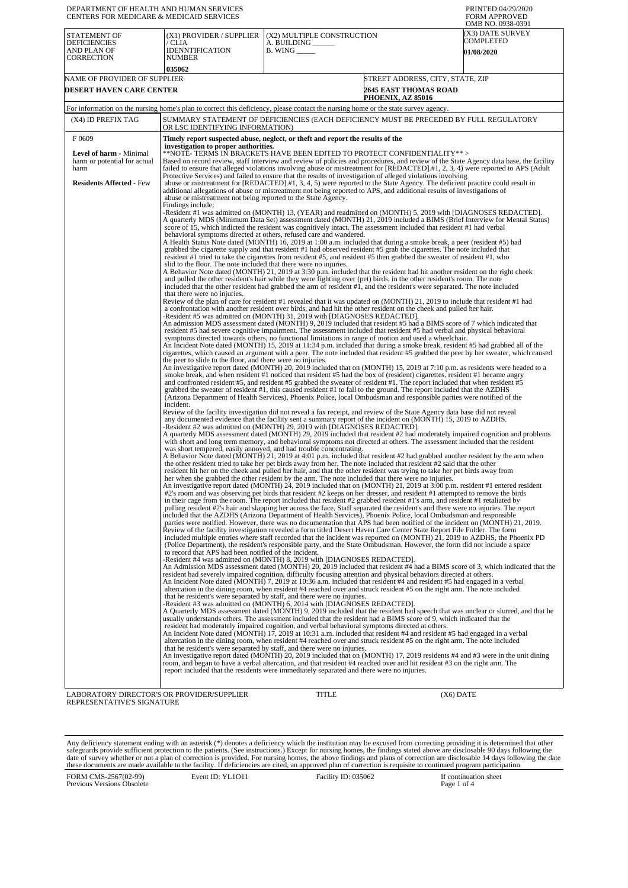DEPARTMENT OF HEALTH AND HUMAN SERVICES
CENTERS FOR MEDICARE & MEDICAID SERVICES

PRINTED:04/29/2020
FORM APPROVED
OMB NO. 0938-0391

| STATEMENT OF DEFICIENCIES AND PLAN OF CORRECTION | (X1) PROVIDER / SUPPLIER / CLIA IDENNTIFICATION NUMBER | (X2) MULTIPLE CONSTRUCTION | (X3) DATE SURVEY COMPLETED |
|---|---|---|---|
| | 035062 | A. BUILDING ______ B. WING _____ | 01/08/2020 |

| NAME OF PROVIDER OF SUPPLIER | STREET ADDRESS, CITY, STATE, ZIP |
|---|---|
| DESERT HAVEN CARE CENTER | 2645 EAST THOMAS ROAD PHOENIX, AZ 85016 |

For information on the nursing home's plan to correct this deficiency, please contact the nursing home or the state survey agency.

| (X4) ID PREFIX TAG | SUMMARY STATEMENT OF DEFICIENCIES (EACH DEFICIENCY MUST BE PRECEDED BY FULL REGULATORY OR LSC IDENTIFYING INFORMATION) |
|---|---|
| F 0609 | **Timely report suspected abuse, neglect, or theft and report the results of the investigation to proper authorities.** |

**Level of harm** - Minimal harm or potential for actual harm

**Residents Affected** - Few

**NOTE- TERMS IN BRACKETS HAVE BEEN EDITED TO PROTECT CONFIDENTIALITY** >
Based on record review, staff interview and review of policies and procedures, and review of the State Agency data base, the facility failed to ensure that alleged violations involving abuse or mistreatment for [REDACTED].#1, 2, 3, 4) were reported to APS (Adult Protective Services) and failed to ensure that the results of investigation of alleged violations involving abuse or mistreatment for [REDACTED].#1, 3, 4, 5) were reported to the State Agency. The deficient practice could result in additional allegations of abuse or mistreatment not being reported to APS, and additional results of investigations of abuse or mistreatment not being reported to the State Agency.

Findings include:

-Resident #1 was admitted on (MONTH) 13, (YEAR) and readmitted on (MONTH) 5, 2019 with [DIAGNOSES REDACTED].
A quarterly MDS (Minimum Data Set) assessment dated (MONTH) 21, 2019 included a BIMS (Brief Interview for Mental Status) score of 15, which indicted the resident was cognitively intact. The assessment included that resident #1 had verbal behavioral symptoms directed at others, refused care and wandered.
A Health Status Note dated (MONTH) 16, 2019 at 1:00 a.m. included that during a smoke break, a peer (resident #5) had grabbed the cigarette supply and that resident #1 had observed resident #5 grab the cigarettes. The note included that resident #1 tried to take the cigarettes from resident #5, and resident #5 then grabbed the sweater of resident #1, who slid to the floor. The note included that there were no injuries.
A Behavior Note dated (MONTH) 21, 2019 at 3:30 p.m. included that the resident had hit another resident on the right cheek and pulled the other resident's hair while they were fighting over (pet) birds, in the other resident's room. The note included that the other resident had grabbed the arm of resident #1, and the resident's were separated. The note included that there were no injuries.
Review of the plan of care for resident #1 revealed that it was updated on (MONTH) 21, 2019 to include that resident #1 had a confrontation with another resident over birds, and had hit the other resident on the cheek and pulled her hair.
-Resident #5 was admitted on (MONTH) 31, 2019 with [DIAGNOSES REDACTED].
An admission MDS assessment dated (MONTH) 9, 2019 included that resident #5 had a BIMS score of 7 which indicated that resident #5 had severe cognitive impairment. The assessment included that resident #5 had verbal and physical behavioral symptoms directed towards others, no functional limitations in range of motion and used a wheelchair.
An Incident Note dated (MONTH) 15, 2019 at 11:34 p.m. included that during a smoke break, resident #5 had grabbed all of the cigarettes, which caused an argument with a peer. The note included that resident #5 grabbed the peer by her sweater, which caused the peer to slide to the floor, and there were no injuries.
An investigative report dated (MONTH) 20, 2019 included that on (MONTH) 15, 2019 at 7:10 p.m. as residents were headed to a smoke break, and when resident #1 noticed that resident #5 had the box of (resident) cigarettes, resident #1 became angry and confronted resident #5, and resident #5 grabbed the sweater of resident #1. The report included that when resident #5 grabbed the sweater of resident #1, this caused resident #1 to fall to the ground. The report included that the AZDHS (Arizona Department of Health Services), Phoenix Police, local Ombudsman and responsible parties were notified of the incident.
Review of the facility investigation did not reveal a fax receipt, and review of the State Agency data base did not reveal any documented evidence that the facility sent a summary report of the incident on (MONTH) 15, 2019 to AZDHS.
-Resident #2 was admitted on (MONTH) 29, 2019 with [DIAGNOSES REDACTED].
A quarterly MDS assessment dated (MONTH) 29, 2019 included that resident #2 had moderately impaired cognition and problems with short and long term memory, and behavioral symptoms not directed at others. The assessment included that the resident was short tempered, easily annoyed, and had trouble concentrating.
A Behavior Note dated (MONTH) 21, 2019 at 4:01 p.m. included that resident #2 had grabbed another resident by the arm when the other resident tried to take her pet birds away from her. The note included that resident #2 said that the other resident hit her on the cheek and pulled her hair, and that the other resident was trying to take her pet birds away from her when she grabbed the other resident by the arm. The note included that there were no injuries.
An investigative report dated (MONTH) 24, 2019 included that on (MONTH) 21, 2019 at 3:00 p.m. resident #1 entered resident #2's room and was observing pet birds that resident #2 keeps on her dresser, and resident #1 attempted to remove the birds in their cage from the room. The report included that resident #2 grabbed resident #1's arm, and resident #1 retaliated by pulling resident #2's hair and slapping her across the face. Staff separated the resident's and there were no injuries. The report included that the AZDHS (Arizona Department of Health Services), Phoenix Police, local Ombudsman and responsible parties were notified. However, there was no documentation that APS had been notified of the incident on (MONTH) 21, 2019.
Review of the facility investigation revealed a form titled Desert Haven Care Center State Report File Folder. The form included multiple entries where staff recorded that the incident was reported on (MONTH) 21, 2019 to AZDHS, the Phoenix PD (Police Department), the resident's responsible party, and the State Ombudsman. However, the form did not include a space to record that APS had been notified of the incident.
-Resident #4 was admitted on (MONTH) 8, 2019 with [DIAGNOSES REDACTED].
An Admission MDS assessment dated (MONTH) 20, 2019 included that resident #4 had a BIMS score of 3, which indicated that the resident had severely impaired cognition, difficulty focusing attention and physical behaviors directed at others.
An Incident Note dated (MONTH) 7, 2019 at 10:36 a.m. included that resident #4 and resident #5 had engaged in a verbal altercation in the dining room, when resident #4 reached over and struck resident #5 on the right arm. The note included that he resident's were separated by staff, and there were no injuries.
-Resident #3 was admitted on (MONTH) 6, 2014 with [DIAGNOSES REDACTED].
A Quarterly MDS assessment dated (MONTH) 9, 2019 included that the resident had speech that was unclear or slurred, and that he usually understands others. The assessment included that the resident had a BIMS score of 9, which indicated that the resident had moderately impaired cognition, and verbal behavioral symptoms directed at others.
An Incident Note dated (MONTH) 17, 2019 at 10:31 a.m. included that resident #4 and resident #5 had engaged in a verbal altercation in the dining room, when resident #4 reached over and struck resident #5 on the right arm. The note included that he resident's were separated by staff, and there were no injuries.
An investigative report dated (MONTH) 20, 2019 included that on (MONTH) 17, 2019 residents #4 and #3 were in the unit dining room, and began to have a verbal altercation, and that resident #4 reached over and hit resident #3 on the right arm. The report included that the residents were immediately separated and there were no injuries.

| LABORATORY DIRECTOR'S OR PROVIDER/SUPPLIER REPRESENTATIVE'S SIGNATURE | TITLE | (X6) DATE |
|---|---|---|
| | | |

Any deficiency statement ending with an asterisk (*) denotes a deficiency which the institution may be excused from correcting providing it is determined that other safeguards provide sufficient protection to the patients. (See instructions.) Except for nursing homes, the findings stated above are disclosable 90 days following the date of survey whether or not a plan of correction is provided. For nursing homes, the above findings and plans of correction are disclosable 14 days following the date these documents are made available to the facility. If deficiencies are cited, an approved plan of correction is requisite to continued program participation.

FORM CMS-2567(02-99) Previous Versions Obsolete | Event ID: YL1O11 | Facility ID: 035062 | If continuation sheet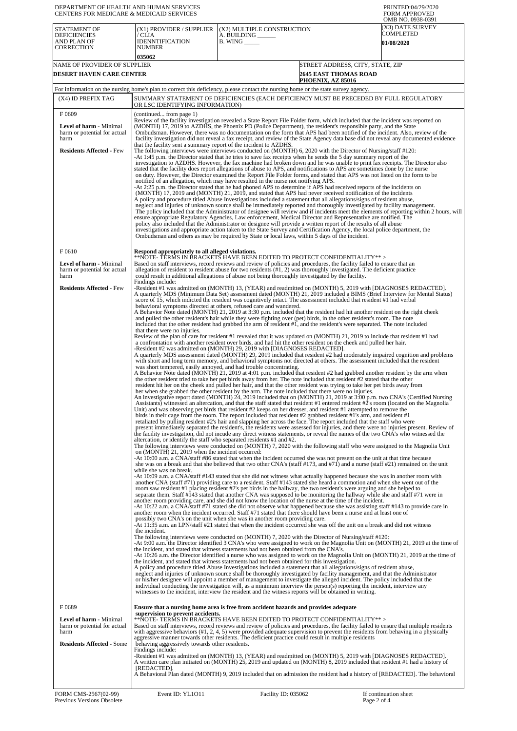| DEPARTMENT OF HEALTH AND HUMAN SERVICES CENTERS FOR MEDICARE & MEDICAID SERVICES | | | PRINTED:04/29/2020 FORM APPROVED OMB NO. 0938-0391 |
|---|---|---|---|
| STATEMENT OF DEFICIENCIES AND PLAN OF CORRECTION | (X1) PROVIDER / SUPPLIER / CLIA IDENNTIFICATION NUMBER 035062 | (X2) MULTIPLE CONSTRUCTION A. BUILDING ______ B. WING _____ | (X3) DATE SURVEY COMPLETED 01/08/2020 |
| NAME OF PROVIDER OF SUPPLIER DESERT HAVEN CARE CENTER | | STREET ADDRESS, CITY, STATE, ZIP 2645 EAST THOMAS ROAD PHOENIX, AZ 85016 | |

For information on the nursing home's plan to correct this deficiency, please contact the nursing home or the state survey agency.

| (X4) ID PREFIX TAG | SUMMARY STATEMENT OF DEFICIENCIES (EACH DEFICIENCY MUST BE PRECEDED BY FULL REGULATORY OR LSC IDENTIFYING INFORMATION) |
|---|---|
| F 0609 **Level of harm** - Minimal harm or potential for actual harm **Residents Affected** - Few | (continued... from page 1) Review of the facility investigation revealed a State Report File Folder form, which included that the incident was reported on (MONTH) 17, 2019 to AZDHS, the Phoenix PD (Police Department), the resident's responsible party, and the State Ombudsman. However, there was no documentation on the form that APS had been notified of the incident. Also, review of the facility investigation did not reveal a fax receipt, and review of the State Agency data base did not reveal any documented evidence that the facility sent a summary report of the incident to AZDHS. The following interviews were interviews conducted on (MONTH) 6, 2020 with the Director of Nursing/staff #120: -At 1:45 p.m. the Director stated that he tries to save fax receipts when he sends the 5 day summary report of the investigation to AZDHS. However, the fax machine had broken down and he was unable to print fax receipts. The Director also stated that the facility does report allegations of abuse to APS, and notifications to APS are sometimes done by the nurse on duty. However, the Director examined the Report File Folder forms, and stated that APS was not listed on the form to be notified of an allegation, which may have resulted in the nurse not notifying APS. -At 2:25 p.m. the Director stated that he had phoned APS to determine if APS had received reports of the incidents on (MONTH) 17, 2019 and (MONTH) 21, 2019, and stated that APS had never received notification of the incidents A policy and procedure titled Abuse Investigations included a statement that all allegations/signs of resident abuse, neglect and injuries of unknown source shall be immediately reported and thoroughly investigated by facility management. The policy included that the Administrator of designee will review and if incidents meet the elements of reporting within 2 hours, will ensure appropriate Regulatory Agencies, Law enforcement, Medical Director and Representative are notified. The policy also included that the Administrator or designee will provide a written report of the results of all abuse investigations and appropriate action taken to the State Survey and Certification Agency, the local police department, the Ombudsman and others as may be required by State or local laws, within 5 days of the incident. |
| F 0610 **Level of harm** - Minimal harm or potential for actual harm **Residents Affected** - Few | **Respond appropriately to all alleged violations.** **NOTE- TERMS IN BRACKETS HAVE BEEN EDITED TO PROTECT CONFIDENTIALITY** > Based on staff interviews, record reviews and review of policies and procedures, the facility failed to ensure that an allegation of resident to resident abuse for two residents (#1, 2) was thoroughly investigated. The deficient practice could result in additional allegations of abuse not being thoroughly investigated by the facility. Findings include: -Resident #1 was admitted on (MONTH) 13, (YEAR) and readmitted on (MONTH) 5, 2019 with [DIAGNOSES REDACTED]. A quarterly MDS (Minimum Data Set) assessment dated (MONTH) 21, 2019 included a BIMS (Brief Interview for Mental Status) score of 15, which indicted the resident was cognitively intact. The assessment included that resident #1 had verbal behavioral symptoms directed at others, refused care and wandered. A Behavior Note dated (MONTH) 21, 2019 at 3:30 p.m. included that the resident had hit another resident on the right cheek and pulled the other resident's hair while they were fighting over (pet) birds, in the other resident's room. The note included that the other resident had grabbed the arm of resident #1, and the resident's were separated. The note included that there were no injuries. Review of the plan of care for resident #1 revealed that it was updated on (MONTH) 21, 2019 to include that resident #1 had a confrontation with another resident over birds, and had hit the other resident on the cheek and pulled her hair. -Resident #2 was admitted on (MONTH) 29, 2019 with [DIAGNOSES REDACTED]. A quarterly MDS assessment dated (MONTH) 29, 2019 included that resident #2 had moderately impaired cognition and problems with short and long term memory, and behavioral symptoms not directed at others. The assessment included that the resident was short tempered, easily annoyed, and had trouble concentrating. A Behavior Note dated (MONTH) 21, 2019 at 4:01 p.m. included that resident #2 had grabbed another resident by the arm when the other resident tried to take her pet birds away from her. The note included that resident #2 stated that the other resident hit her on the cheek and pulled her hair, and that the other resident was trying to take her pet birds away from her when she grabbed the other resident by the arm. The note included that there were no injuries. An investigative report dated (MONTH) 24, 2019 included that on (MONTH) 21, 2019 at 3:00 p.m. two CNA's (Certified Nursing Assistants) witnessed an altercation, and that the staff stated that resident #1 entered resident #2's room (located on the Magnolia Unit) and was observing pet birds that resident #2 keeps on her dresser, and resident #1 attempted to remove the birds in their cage from the room. The report included that resident #2 grabbed resident #1's arm, and resident #1 retaliated by pulling resident #2's hair and slapping her across the face. The report included that the staff who were present immediately separated the resident's, the residents were assessed for injuries, and there were no injuries present. Review of the facility investigation, did not incude any direct witness statements, or reveal the names of the two CNA's who witnessed the altercation, or identify the staff who separated residents #1 and #2. The following interviews were conducted on (MONTH) 7, 2020 with the following staff who were assigned to the Magnolia Unit on (MONTH) 21, 2019 when the incident occurred: -At 10:00 a.m. a CNA/staff #86 stated that when the incident occurred she was not present on the unit at that time because she was on a break and that she believed that two other CNA's (staff #173, and #71) and a nurse (staff #21) remained on the unit while she was on break. -At 10:09 a.m. a CNA/staff #143 stated that she did not witness what actually happened because she was in another room with another CNA (staff #71) providing care to a resident. Staff #143 stated she heard a commotion and when she went out of the room saw resident #1 placing resident #2's pet birds in the hallway, the two resident's were arguing and she helped to separate them. Staff #143 stated that another CNA was supposed to be monitoring the hallway while she and staff #71 were in another room providing care, and she did not know the location of the nurse at the time of the incident. -At 10:22 a.m. a CNA/staff #71 stated she did not observe what happened because she was assisting staff #143 to provide care in another room when the incident occurred. Staff #71 stated that there should have been a nurse and at least one of possibly two CNA's on the unit when she was in another room providing care. -At 11:35 a.m. an LPN/staff #21 stated that when the incident occurred she was off the unit on a break and did not witness the incident. The following interviews were conducted on (MONTH) 7, 2020 with the Director of Nursing/staff #120: -At 9:00 a.m. the Director identified 3 CNA's who were assigned to work on the Magnolia Unit on (MONTH) 21, 2019 at the time of the incident, and stated that witness statements had not been obtained from the CNA's. -At 10:26 a.m. the Director identified a nurse who was assigned to work on the Magnolia Unit on (MONTH) 21, 2019 at the time of the incident, and stated that witness statements had not been obtained for this investigation. A policy and procedure titled Abuse Investigations included a statement that all allegations/signs of resident abuse, neglect and injuries of unknown source shall be thoroughly investigated by facility management, and that the Administrator or his/her designee will appoint a member of management to investigate the alleged incident. The policy included that the individual conducting the investigation will, as a minimum interview the person(s) reporting the incident, interview any witnesses to the incident, interview the resident and the witness reports will be obtained in writing. |
| F 0689 **Level of harm** - Minimal harm or potential for actual harm **Residents Affected** - Some | **Ensure that a nursing home area is free from accident hazards and provides adequate supervision to prevent accidents.** **NOTE- TERMS IN BRACKETS HAVE BEEN EDITED TO PROTECT CONFIDENTIALITY** > Based on staff interviews, record reviews and review of policies and procedures, the facility failed to ensure that multiple residents with aggressive behaviors (#1, 2, 4, 5) were provided adequate supervision to prevent the residents from behaving in a physically aggressive manner towards other residents. The deficient practice could result in multiple residents behaving aggressively towards other residents. Findings include: -Resident #1 was admitted on (MONTH) 13, (YEAR) and readmitted on (MONTH) 5, 2019 with [DIAGNOSES REDACTED]. A written care plan initiated on (MONTH) 25, 2019 and updated on (MONTH) 8, 2019 included that resident #1 had a history of [REDACTED]. A Behavioral Plan dated (MONTH) 9, 2019 included that on admission the resident had a history of [REDACTED]. The behavioral |

FORM CMS-2567(02-99) Previous Versions Obsolete | Event ID: YL1O11 | Facility ID: 035062 | If continuation sheet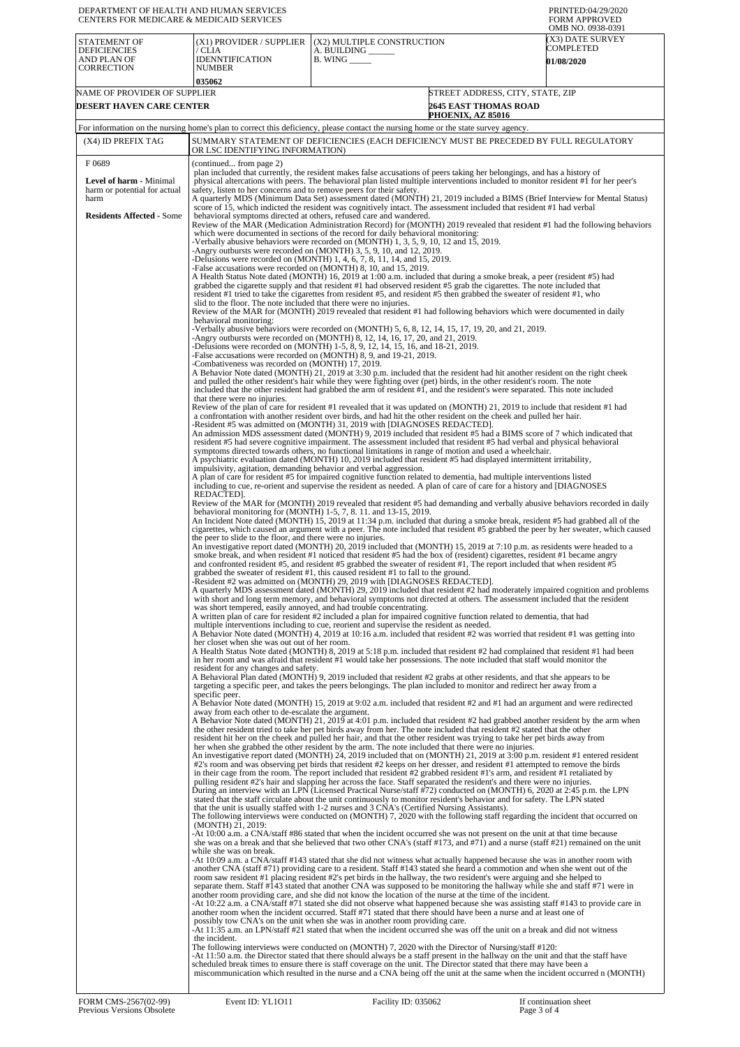DEPARTMENT OF HEALTH AND HUMAN SERVICES
CENTERS FOR MEDICARE & MEDICAID SERVICES

PRINTED:04/29/2020
FORM APPROVED
OMB NO. 0938-0391

| STATEMENT OF DEFICIENCIES AND PLAN OF CORRECTION | (X1) PROVIDER / SUPPLIER / CLIA IDENNTIFICATION NUMBER | (X2) MULTIPLE CONSTRUCTION A. BUILDING ______ B. WING _____ | (X3) DATE SURVEY COMPLETED |
|---|---|---|---|
| | 035062 | | 01/08/2020 |

| NAME OF PROVIDER OF SUPPLIER | STREET ADDRESS, CITY, STATE, ZIP |
|---|---|
| DESERT HAVEN CARE CENTER | 2645 EAST THOMAS ROAD PHOENIX, AZ 85016 |

For information on the nursing home's plan to correct this deficiency, please contact the nursing home or the state survey agency.

| (X4) ID PREFIX TAG | SUMMARY STATEMENT OF DEFICIENCIES (EACH DEFICIENCY MUST BE PRECEDED BY FULL REGULATORY OR LSC IDENTIFYING INFORMATION) |
|---|---|
| F 0689<br><br>**Level of harm** - Minimal harm or potential for actual harm<br><br>**Residents Affected** - Some | (continued... from page 2) |

plan included that currently, the resident makes false accusations of peers taking her belongings, and has a history of physical altercations with peers. The behavioral plan listed multiple interventions included to monitor resident #1 for her peer's safety, listen to her concerns and to remove peers for their safety.

A quarterly MDS (Minimum Data Set) assessment dated (MONTH) 21, 2019 included a BIMS (Brief Interview for Mental Status) score of 15, which indicted the resident was cognitively intact. The assessment included that resident #1 had verbal behavioral symptoms directed at others, refused care and wandered.

Review of the MAR (Medication Administration Record) for (MONTH) 2019 revealed that resident #1 had the following behaviors which were documented in sections of the record for daily behavioral monitoring:

-Verbally abusive behaviors were recorded on (MONTH) 1, 3, 5, 9, 10, 12 and 15, 2019.
-Angry outbursts were recorded on (MONTH) 3, 5, 9, 10, and 12, 2019.
-Delusions were recorded on (MONTH) 1, 4, 6, 7, 8, 11, 14, and 15, 2019.
-False accusations were recorded on (MONTH) 8, 10, and 15, 2019.

A Health Status Note dated (MONTH) 16, 2019 at 1:00 a.m. included that during a smoke break, a peer (resident #5) had grabbed the cigarette supply and that resident #1 had observed resident #5 grab the cigarettes. The note included that resident #1 tried to take the cigarettes from resident #5, and resident #5 then grabbed the sweater of resident #1, who slid to the floor. The note included that there were no injuries.

Review of the MAR for (MONTH) 2019 revealed that resident #1 had following behaviors which were documented in daily behavioral monitoring:

-Verbally abusive behaviors were recorded on (MONTH) 5, 6, 8, 12, 14, 15, 17, 19, 20, and 21, 2019.
-Angry outbursts were recorded on (MONTH) 8, 12, 14, 16, 17, 20, and 21, 2019.
-Delusions were recorded on (MONTH) 1-5, 8, 9, 12, 14, 15, 16, and 18-21, 2019.
-False accusations were recorded on (MONTH) 8, 9, and 19-21, 2019.
-Combativeness was recorded on (MONTH) 17, 2019.

A Behavior Note dated (MONTH) 21, 2019 at 3:30 p.m. included that the resident had hit another resident on the right cheek and pulled the other resident's hair while they were fighting over (pet) birds, in the other resident's room. The note included that the other resident had grabbed the arm of resident #1, and the resident's were separated. This note included that there were no injuries.

Review of the plan of care for resident #1 revealed that it was updated on (MONTH) 21, 2019 to include that resident #1 had a confrontation with another resident over birds, and had hit the other resident on the cheek and pulled her hair.

-Resident #5 was admitted on (MONTH) 31, 2019 with [DIAGNOSES REDACTED].

An admission MDS assessment dated (MONTH) 9, 2019 included that resident #5 had a BIMS score of 7 which indicated that resident #5 had severe cognitive impairment. The assessment included that resident #5 had verbal and physical behavioral symptoms directed towards others, no functional limitations in range of motion and used a wheelchair.

A psychiatric evaluation dated (MONTH) 10, 2019 included that resident #5 had displayed intermittent irritability, impulsivity, agitation, demanding behavior and verbal aggression.

A plan of care for resident #5 for impaired cognitive function related to dementia, had multiple interventions listed including to cue, re-orient and supervise the resident as needed. A plan of care of care for a history and [DIAGNOSES REDACTED].

Review of the MAR for (MONTH) 2019 revealed that resident #5 had demanding and verbally abusive behaviors recorded in daily behavioral monitoring for (MONTH) 1-5, 7, 8. 11. and 13-15, 2019.

An Incident Note dated (MONTH) 15, 2019 at 11:34 p.m. included that during a smoke break, resident #5 had grabbed all of the cigarettes, which caused an argument with a peer. The note included that resident #5 grabbed the peer by her sweater, which caused the peer to slide to the floor, and there were no injuries.

An investigative report dated (MONTH) 20, 2019 included that (MONTH) 15, 2019 at 7:10 p.m. as residents were headed to a smoke break, and when resident #1 noticed that resident #5 had the box of (resident) cigarettes, resident #1 became angry and confronted resident #5, and resident #5 grabbed the sweater of resident #1, The report included that when resident #5 grabbed the sweater of resident #1, this caused resident #1 to fall to the ground.

-Resident #2 was admitted on (MONTH) 29, 2019 with [DIAGNOSES REDACTED].

A quarterly MDS assessment dated (MONTH) 29, 2019 included that resident #2 had moderately impaired cognition and problems with short and long term memory, and behavioral symptoms not directed at others. The assessment included that the resident was short tempered, easily annoyed, and had trouble concentrating.

A written plan of care for resident #2 included a plan for impaired cognitive function related to dementia, that had multiple interventions including to cue, reorient and supervise the resident as needed.

A Behavior Note dated (MONTH) 4, 2019 at 10:16 a.m. included that resident #2 was worried that resident #1 was getting into her closet when she was out out of her room.

A Health Status Note dated (MONTH) 8, 2019 at 5:18 p.m. included that resident #2 had complained that resident #1 had been in her room and was afraid that resident #1 would take her possessions. The note included that staff would monitor the resident for any changes and safety.

A Behavioral Plan dated (MONTH) 9, 2019 included that resident #2 grabs at other residents, and that she appears to be targeting a specific peer, and takes the peers belongings. The plan included to monitor and redirect her away from a specific peer.

A Behavior Note dated (MONTH) 15, 2019 at 9:02 a.m. included that resident #2 and #1 had an argument and were redirected away from each other to de-escalate the argument.

A Behavior Note dated (MONTH) 21, 2019 at 4:01 p.m. included that resident #2 had grabbed another resident by the arm when the other resident tried to take her pet birds away from her. The note included that resident #2 stated that the other resident hit her on the cheek and pulled her hair, and that the other resident was trying to take her pet birds away from her when she grabbed the other resident by the arm. The note included that there were no injuries.

An investigative report dated (MONTH) 24, 2019 included that on (MONTH) 21, 2019 at 3:00 p.m. resident #1 entered resident #2's room and was observing pet birds that resident #2 keeps on her dresser, and resident #1 attempted to remove the birds in their cage from the room. The report included that resident #2 grabbed resident #1's arm, and resident #1 retaliated by pulling resident #2's hair and slapping her across the face. Staff separated the resident's and there were no injuries.

During an interview with an LPN (Licensed Practical Nurse/staff #72) conducted on (MONTH) 6, 2020 at 2:45 p.m. the LPN stated that the staff circulate about the unit continuously to monitor resident's behavior and for safety. The LPN stated that the unit is usually staffed with 1-2 nurses and 3 CNA's (Certified Nursing Assistants).

The following interviews were conducted on (MONTH) 7, 2020 with the following staff regarding the incident that occurred on (MONTH) 21, 2019:

-At 10:00 a.m. a CNA/staff #86 stated that when the incident occurred she was not present on the unit at that time because she was on a break and that she believed that two other CNA's (staff #173, and #71) and a nurse (staff #21) remained on the unit while she was on break.

-At 10:09 a.m. a CNA/staff #143 stated that she did not witness what actually happened because she was in another room with another CNA (staff #71) providing care to a resident. Staff #143 stated she heard a commotion and when she went out of the room saw resident #1 placing resident #2's pet birds in the hallway, the two resident's were arguing and she helped to separate them. Staff #143 stated that another CNA was supposed to be monitoring the hallway while she and staff #71 were in another room providing care, and she did not know the location of the nurse at the time of the incident.

-At 10:22 a.m. a CNA/staff #71 stated she did not observe what happened because she was assisting staff #143 to provide care in another room when the incident occurred. Staff #71 stated that there should have been a nurse and at least one of possibly tow CNA's on the unit when she was in another room providing care.

-At 11:35 a.m. an LPN/staff #21 stated that when the incident occurred she was off the unit on a break and did not witness the incident.

The following interviews were conducted on (MONTH) 7, 2020 with the Director of Nursing/staff #120:

-At 11:50 a.m. the Director stated that there should always be a staff present in the hallway on the unit and that the staff have scheduled break times to ensure there is staff coverage on the unit. The Director stated that there may have been a miscommunication which resulted in the nurse and a CNA being off the unit at the same when the incident occurred n (MONTH)

FORM CMS-2567(02-99) Previous Versions Obsolete | Event ID: YL1O11 | Facility ID: 035062 | If continuation sheet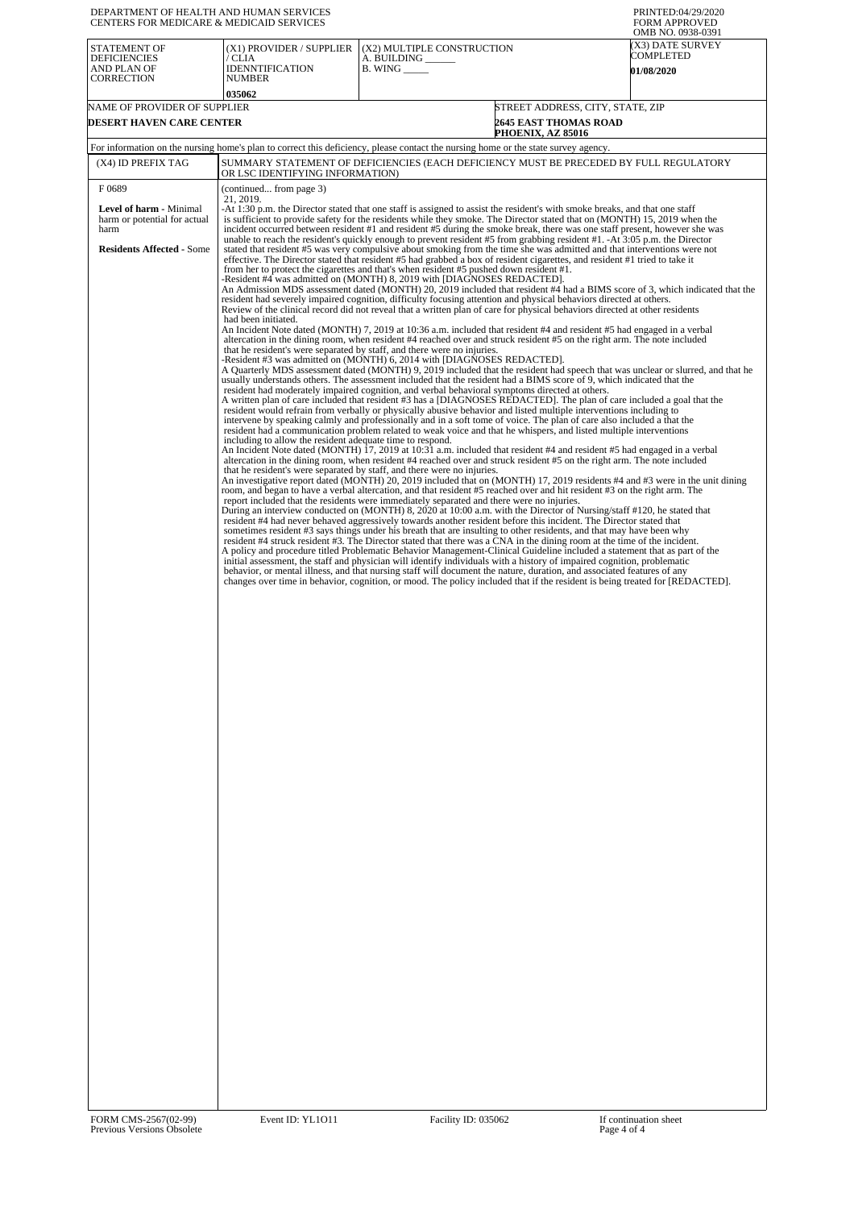DEPARTMENT OF HEALTH AND HUMAN SERVICES
CENTERS FOR MEDICARE & MEDICAID SERVICES

PRINTED:04/29/2020
FORM APPROVED
OMB NO. 0938-0391

| STATEMENT OF DEFICIENCIES AND PLAN OF CORRECTION | (X1) PROVIDER / SUPPLIER / CLIA IDENNTIFICATION NUMBER | (X2) MULTIPLE CONSTRUCTION | (X3) DATE SURVEY COMPLETED |
|---|---|---|---|
| | 035062 | A. BUILDING ______ B. WING _____ | 01/08/2020 |

| NAME OF PROVIDER OF SUPPLIER | STREET ADDRESS, CITY, STATE, ZIP |
|---|---|
| DESERT HAVEN CARE CENTER | 2645 EAST THOMAS ROAD PHOENIX, AZ 85016 |

For information on the nursing home's plan to correct this deficiency, please contact the nursing home or the state survey agency.

| (X4) ID PREFIX TAG | SUMMARY STATEMENT OF DEFICIENCIES (EACH DEFICIENCY MUST BE PRECEDED BY FULL REGULATORY OR LSC IDENTIFYING INFORMATION) |
|---|---|
| F 0689<br><br>**Level of harm** - Minimal harm or potential for actual harm<br><br>**Residents Affected** - Some | (continued... from page 3)<br>21, 2019.<br>-At 1:30 p.m. the Director stated that one staff is assigned to assist the resident's with smoke breaks, and that one staff is sufficient to provide safety for the residents while they smoke. The Director stated that on (MONTH) 15, 2019 when the incident occurred between resident #1 and resident #5 during the smoke break, there was one staff present, however she was unable to reach the resident's quickly enough to prevent resident #5 from grabbing resident #1. -At 3:05 p.m. the Director stated that resident #5 was very compulsive about smoking from the time she was admitted and that interventions were not effective. The Director stated that resident #5 had grabbed a box of resident cigarettes, and resident #1 tried to take it from her to protect the cigarettes and that's when resident #5 pushed down resident #1.<br>-Resident #4 was admitted on (MONTH) 8, 2019 with [DIAGNOSES REDACTED].<br>An Admission MDS assessment dated (MONTH) 20, 2019 included that resident #4 had a BIMS score of 3, which indicated that the resident had severely impaired cognition, difficulty focusing attention and physical behaviors directed at others.<br>Review of the clinical record did not reveal that a written plan of care for physical behaviors directed at other residents had been initiated.<br>An Incident Note dated (MONTH) 7, 2019 at 10:36 a.m. included that resident #4 and resident #5 had engaged in a verbal altercation in the dining room, when resident #4 reached over and struck resident #5 on the right arm. The note included that he resident's were separated by staff, and there were no injuries.<br>-Resident #3 was admitted on (MONTH) 6, 2014 with [DIAGNOSES REDACTED].<br>A Quarterly MDS assessment dated (MONTH) 9, 2019 included that the resident had speech that was unclear or slurred, and that he usually understands others. The assessment included that the resident had a BIMS score of 9, which indicated that the resident had moderately impaired cognition, and verbal behavioral symptoms directed at others.<br>A written plan of care included that resident #3 has a [DIAGNOSES REDACTED]. The plan of care included a goal that the resident would refrain from verbally or physically abusive behavior and listed multiple interventions including to intervene by speaking calmly and professionally and in a soft tome of voice. The plan of care also included a that the resident had a communication problem related to weak voice and that he whispers, and listed multiple interventions including to allow the resident adequate time to respond.<br>An Incident Note dated (MONTH) 17, 2019 at 10:31 a.m. included that resident #4 and resident #5 had engaged in a verbal altercation in the dining room, when resident #4 reached over and struck resident #5 on the right arm. The note included that he resident's were separated by staff, and there were no injuries.<br>An investigative report dated (MONTH) 20, 2019 included that on (MONTH) 17, 2019 residents #4 and #3 were in the unit dining room, and began to have a verbal altercation, and that resident #5 reached over and hit resident #3 on the right arm. The report included that the residents were immediately separated and there were no injuries.<br>During an interview conducted on (MONTH) 8, 2020 at 10:00 a.m. with the Director of Nursing/staff #120, he stated that resident #4 had never behaved aggressively towards another resident before this incident. The Director stated that sometimes resident #3 says things under his breath that are insulting to other residents, and that may have been why resident #4 struck resident #3. The Director stated that there was a CNA in the dining room at the time of the incident.<br>A policy and procedure titled Problematic Behavior Management-Clinical Guideline included a statement that as part of the initial assessment, the staff and physician will identify individuals with a history of impaired cognition, problematic behavior, or mental illness, and that nursing staff will document the nature, duration, and associated features of any changes over time in behavior, cognition, or mood. The policy included that if the resident is being treated for [REDACTED]. |

FORM CMS-2567(02-99) Previous Versions Obsolete | Event ID: YL1O11 | Facility ID: 035062 | If continuation sheet